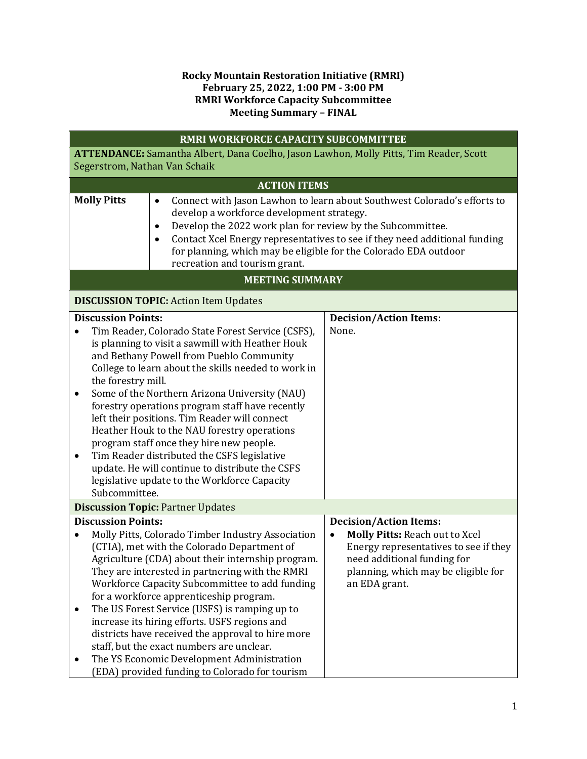**Rocky Mountain Restoration Initiative (RMRI)**
**February 25, 2022, 1:00 PM - 3:00 PM**
**RMRI Workforce Capacity Subcommittee**
**Meeting Summary – FINAL**

| RMRI WORKFORCE CAPACITY SUBCOMMITTEE | |
|---|---|
| **ATTENDANCE:** Samantha Albert, Dana Coelho, Jason Lawhon, Molly Pitts, Tim Reader, Scott Segerstrom, Nathan Van Schaik | |
| **ACTION ITEMS** | |
| **Molly Pitts** | • Connect with Jason Lawhon to learn about Southwest Colorado's efforts to develop a workforce development strategy.<br>• Develop the 2022 work plan for review by the Subcommittee.<br>• Contact Xcel Energy representatives to see if they need additional funding for planning, which may be eligible for the Colorado EDA outdoor recreation and tourism grant. |

| MEETING SUMMARY | |
|---|---|
| **DISCUSSION TOPIC:** Action Item Updates | |
| **Discussion Points:**<br>• Tim Reader, Colorado State Forest Service (CSFS), is planning to visit a sawmill with Heather Houk and Bethany Powell from Pueblo Community College to learn about the skills needed to work in the forestry mill.<br>• Some of the Northern Arizona University (NAU) forestry operations program staff have recently left their positions. Tim Reader will connect Heather Houk to the NAU forestry operations program staff once they hire new people.<br>• Tim Reader distributed the CSFS legislative update. He will continue to distribute the CSFS legislative update to the Workforce Capacity Subcommittee. | **Decision/Action Items:**<br>None. |
| **Discussion Topic:** Partner Updates | |
| **Discussion Points:**<br>• Molly Pitts, Colorado Timber Industry Association (CTIA), met with the Colorado Department of Agriculture (CDA) about their internship program. They are interested in partnering with the RMRI Workforce Capacity Subcommittee to add funding for a workforce apprenticeship program.<br>• The US Forest Service (USFS) is ramping up to increase its hiring efforts. USFS regions and districts have received the approval to hire more staff, but the exact numbers are unclear.<br>• The YS Economic Development Administration (EDA) provided funding to Colorado for tourism | **Decision/Action Items:**<br>• **Molly Pitts:** Reach out to Xcel Energy representatives to see if they need additional funding for planning, which may be eligible for an EDA grant. |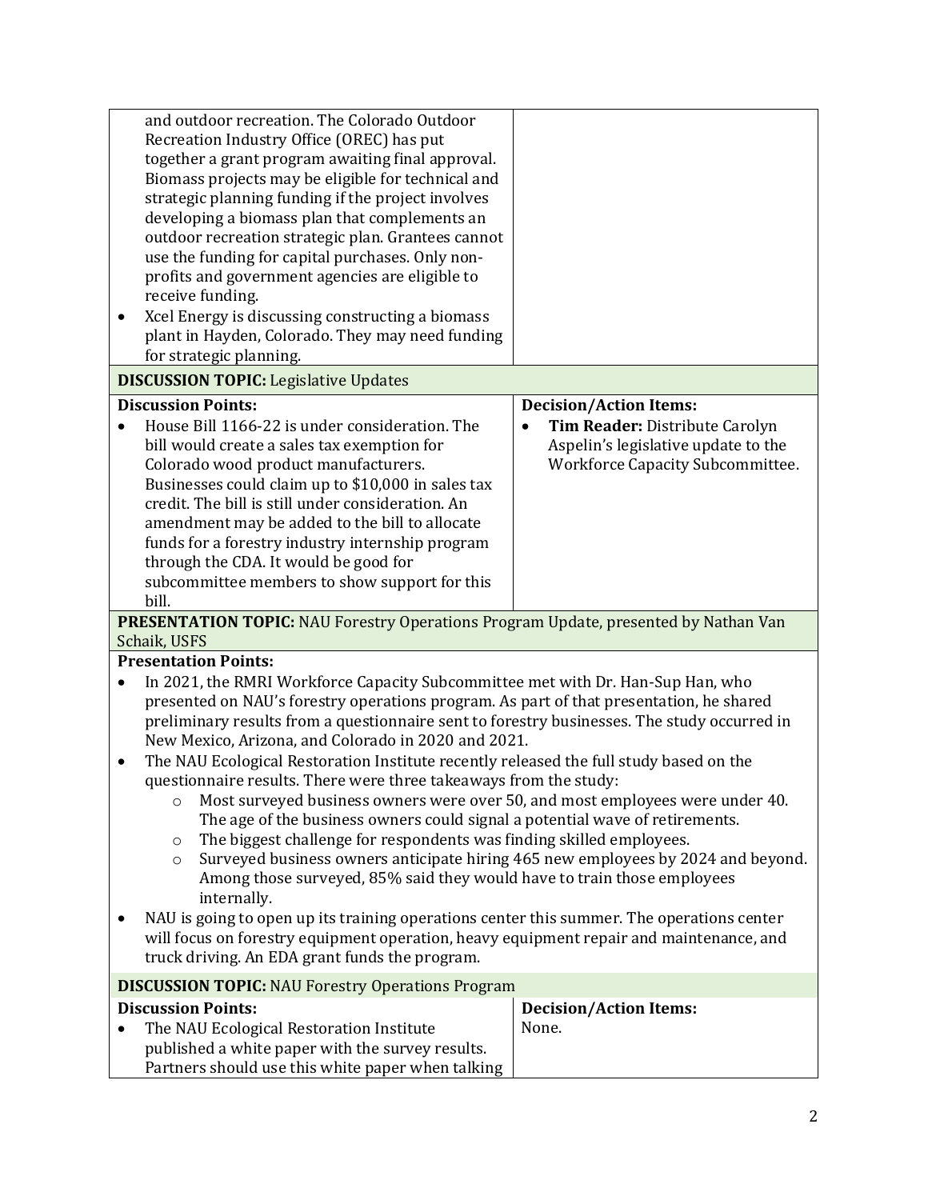| | |
|---|---|
| and outdoor recreation. The Colorado Outdoor Recreation Industry Office (OREC) has put together a grant program awaiting final approval. Biomass projects may be eligible for technical and strategic planning funding if the project involves developing a biomass plan that complements an outdoor recreation strategic plan. Grantees cannot use the funding for capital purchases. Only non-profits and government agencies are eligible to receive funding.<br>• Xcel Energy is discussing constructing a biomass plant in Hayden, Colorado. They may need funding for strategic planning. | |

**DISCUSSION TOPIC:** Legislative Updates

| Discussion Points: | Decision/Action Items: |
|---|---|
| • House Bill 1166-22 is under consideration. The bill would create a sales tax exemption for Colorado wood product manufacturers. Businesses could claim up to $10,000 in sales tax credit. The bill is still under consideration. An amendment may be added to the bill to allocate funds for a forestry industry internship program through the CDA. It would be good for subcommittee members to show support for this bill. | • **Tim Reader:** Distribute Carolyn Aspelin's legislative update to the Workforce Capacity Subcommittee. |

**PRESENTATION TOPIC:** NAU Forestry Operations Program Update, presented by Nathan Van Schaik, USFS

**Presentation Points:**

- In 2021, the RMRI Workforce Capacity Subcommittee met with Dr. Han-Sup Han, who presented on NAU's forestry operations program. As part of that presentation, he shared preliminary results from a questionnaire sent to forestry businesses. The study occurred in New Mexico, Arizona, and Colorado in 2020 and 2021.
- The NAU Ecological Restoration Institute recently released the full study based on the questionnaire results. There were three takeaways from the study:
  - Most surveyed business owners were over 50, and most employees were under 40. The age of the business owners could signal a potential wave of retirements.
  - The biggest challenge for respondents was finding skilled employees.
  - Surveyed business owners anticipate hiring 465 new employees by 2024 and beyond. Among those surveyed, 85% said they would have to train those employees internally.
- NAU is going to open up its training operations center this summer. The operations center will focus on forestry equipment operation, heavy equipment repair and maintenance, and truck driving. An EDA grant funds the program.

**DISCUSSION TOPIC:** NAU Forestry Operations Program

| Discussion Points: | Decision/Action Items: |
|---|---|
| • The NAU Ecological Restoration Institute published a white paper with the survey results. Partners should use this white paper when talking | None. |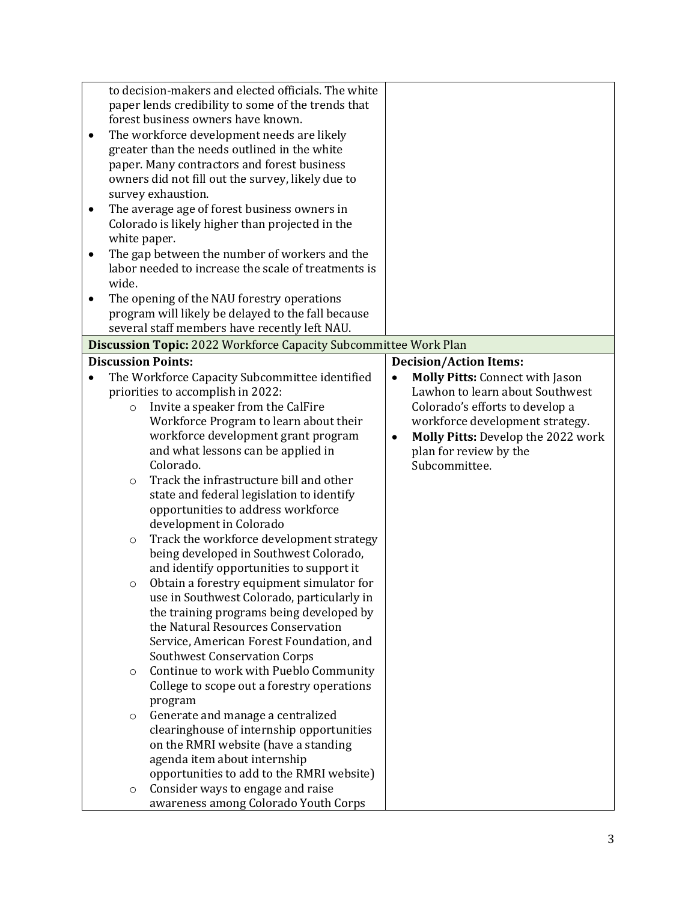| | |
|---|---|
| to decision-makers and elected officials. The white paper lends credibility to some of the trends that forest business owners have known.<br>• The workforce development needs are likely greater than the needs outlined in the white paper. Many contractors and forest business owners did not fill out the survey, likely due to survey exhaustion.<br>• The average age of forest business owners in Colorado is likely higher than projected in the white paper.<br>• The gap between the number of workers and the labor needed to increase the scale of treatments is wide.<br>• The opening of the NAU forestry operations program will likely be delayed to the fall because several staff members have recently left NAU. | |

| **Discussion Topic:** 2022 Workforce Capacity Subcommittee Work Plan | |
|---|---|
| **Discussion Points:** | **Decision/Action Items:** |
| • The Workforce Capacity Subcommittee identified priorities to accomplish in 2022:<br>  ○ Invite a speaker from the CalFire Workforce Program to learn about their workforce development grant program and what lessons can be applied in Colorado.<br>  ○ Track the infrastructure bill and other state and federal legislation to identify opportunities to address workforce development in Colorado<br>  ○ Track the workforce development strategy being developed in Southwest Colorado, and identify opportunities to support it<br>  ○ Obtain a forestry equipment simulator for use in Southwest Colorado, particularly in the training programs being developed by the Natural Resources Conservation Service, American Forest Foundation, and Southwest Conservation Corps<br>  ○ Continue to work with Pueblo Community College to scope out a forestry operations program<br>  ○ Generate and manage a centralized clearinghouse of internship opportunities on the RMRI website (have a standing agenda item about internship opportunities to add to the RMRI website)<br>  ○ Consider ways to engage and raise awareness among Colorado Youth Corps | • **Molly Pitts:** Connect with Jason Lawhon to learn about Southwest Colorado's efforts to develop a workforce development strategy.<br>• **Molly Pitts:** Develop the 2022 work plan for review by the Subcommittee. |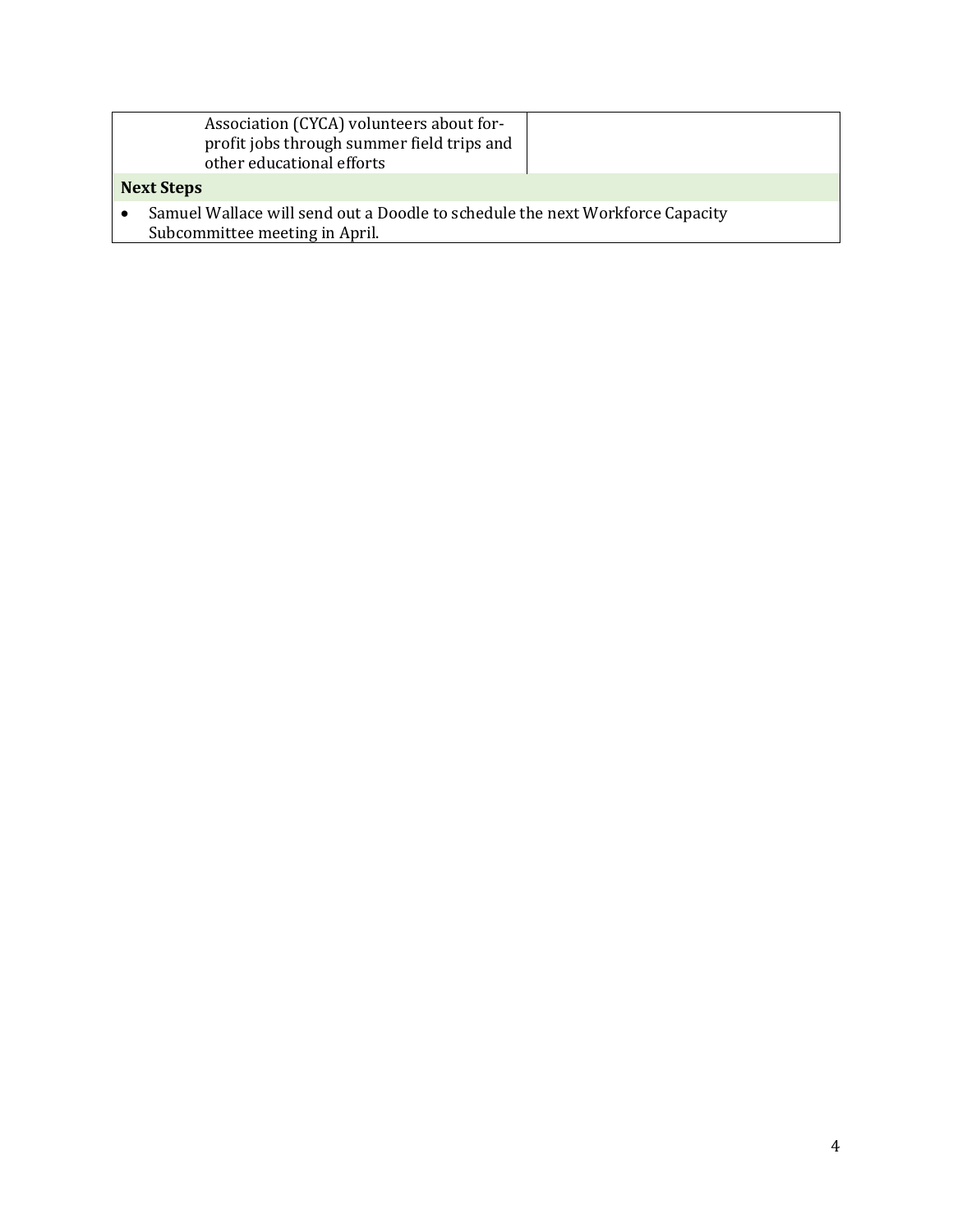| | |
|---|---|
| Association (CYCA) volunteers about for-profit jobs through summer field trips and other educational efforts | |

**Next Steps**

- Samuel Wallace will send out a Doodle to schedule the next Workforce Capacity Subcommittee meeting in April.